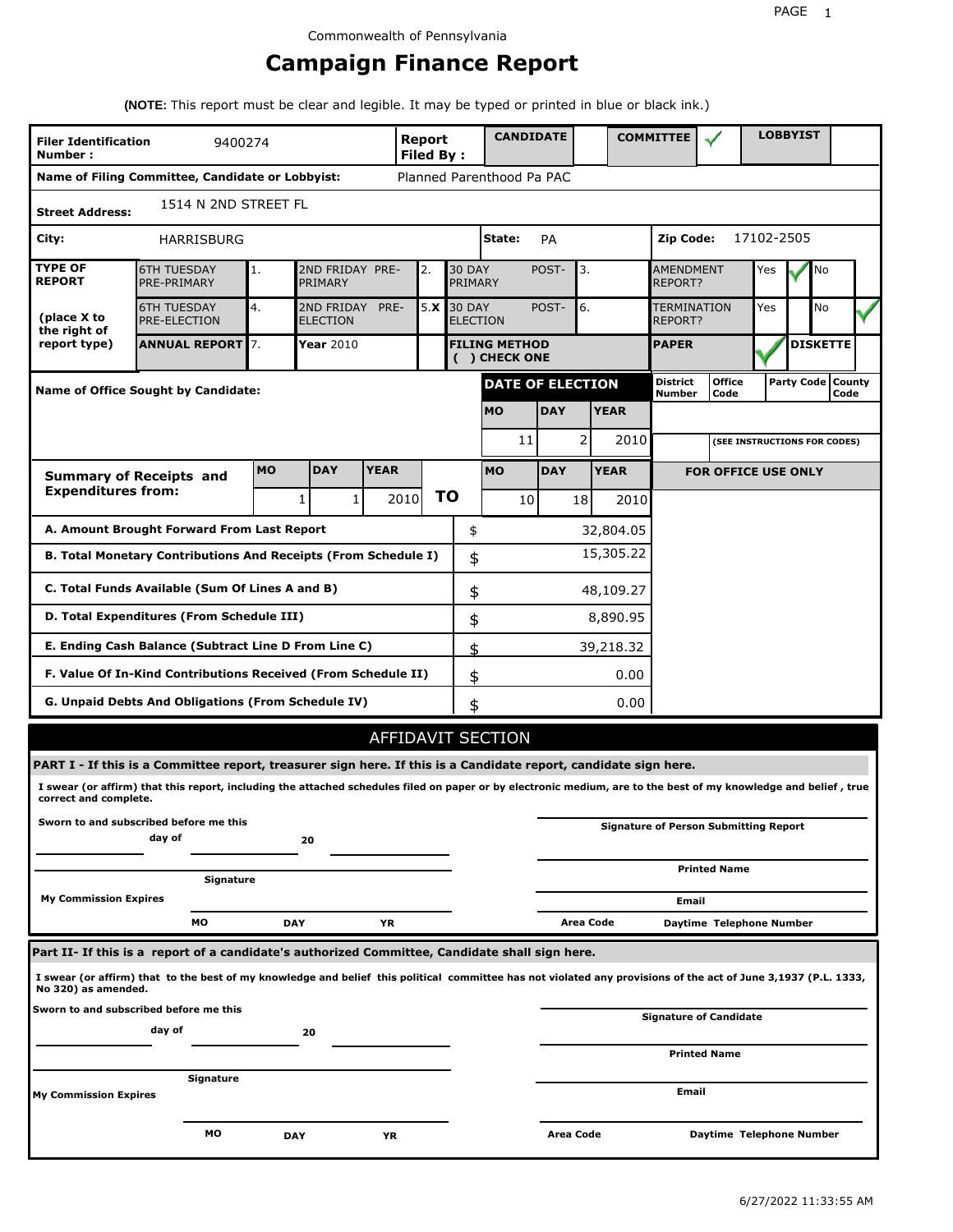Commonwealth of Pennsylvania

# Campaign Finance Report

**(NOTE:** This report must be clear and legible. It may be typed or printed in blue or black ink.)

| **Filer Identification Number :** | 9400274 | **Report Filed By :** | **CANDIDATE** | | **COMMITTEE** | ✓ | **LOBBYIST** | |
|---|---|---|---|---|---|---|---|---|

**Name of Filing Committee, Candidate or Lobbyist:** Planned Parenthood Pa PAC

**Street Address:** 1514 N 2ND STREET FL

**City:** HARRISBURG **State:** PA **Zip Code:** 17102-2505

| **TYPE OF REPORT** (place X to the right of report type) | | | | | | | |
|---|---|---|---|---|---|---|---|
| 6TH TUESDAY PRE-PRIMARY | 1. | 2ND FRIDAY PRE-PRIMARY | 2. | 30 DAY POST-PRIMARY | 3. | AMENDMENT REPORT? | Yes ✓ No |
| 6TH TUESDAY PRE-ELECTION | 4. | 2ND FRIDAY PRE-ELECTION | 5. X | 30 DAY POST-ELECTION | 6. | TERMINATION REPORT? | Yes No ✓ |
| **ANNUAL REPORT** | 7. | **Year** 2010 | | **FILING METHOD ( ) CHECK ONE** | | **PAPER** ✓ | **DISKETTE** |

**Name of Office Sought by Candidate:**

| **DATE OF ELECTION** | | |
|---|---|---|
| **MO** | **DAY** | **YEAR** |
| 11 | 2 | 2010 |

| **District Number** | **Office Code** | **Party Code** | **County Code** |
|---|---|---|---|
| | | | |

(SEE INSTRUCTIONS FOR CODES)

| **Summary of Receipts and Expenditures from:** | **MO** | **DAY** | **YEAR** | | **MO** | **DAY** | **YEAR** |
|---|---|---|---|---|---|---|---|
| | 1 | 1 | 2010 | **TO** | 10 | 18 | 2010 |

**FOR OFFICE USE ONLY**

| | | |
|---|---|---|
| **A. Amount Brought Forward From Last Report** | $ | 32,804.05 |
| **B. Total Monetary Contributions And Receipts (From Schedule I)** | $ | 15,305.22 |
| **C. Total Funds Available (Sum Of Lines A and B)** | $ | 48,109.27 |
| **D. Total Expenditures (From Schedule III)** | $ | 8,890.95 |
| **E. Ending Cash Balance (Subtract Line D From Line C)** | $ | 39,218.32 |
| **F. Value Of In-Kind Contributions Received (From Schedule II)** | $ | 0.00 |
| **G. Unpaid Debts And Obligations (From Schedule IV)** | $ | 0.00 |

## AFFIDAVIT SECTION

**PART I - If this is a Committee report, treasurer sign here. If this is a Candidate report, candidate sign here.**

**I swear (or affirm) that this report, including the attached schedules filed on paper or by electronic medium, are to the best of my knowledge and belief , true correct and complete.**

**Sworn to and subscribed before me this** ______ **day of** ______ **20** ______

______ **Signature of Person Submitting Report**

______ **Signature** ______ **Printed Name**

**My Commission Expires** ______ **Email**

**MO** **DAY** **YR** **Area Code** **Daytime Telephone Number**

**Part II- If this is a report of a candidate's authorized Committee, Candidate shall sign here.**

**I swear (or affirm) that to the best of my knowledge and belief this political committee has not violated any provisions of the act of June 3,1937 (P.L. 1333, No 320) as amended.**

**Sworn to and subscribed before me this** ______ **day of** ______ **20** ______

______ **Signature of Candidate**

______ **Signature** ______ **Printed Name**

**My Commission Expires** ______ **Email**

**MO** **DAY** **YR** **Area Code** **Daytime Telephone Number**

6/27/2022 11:33:55 AM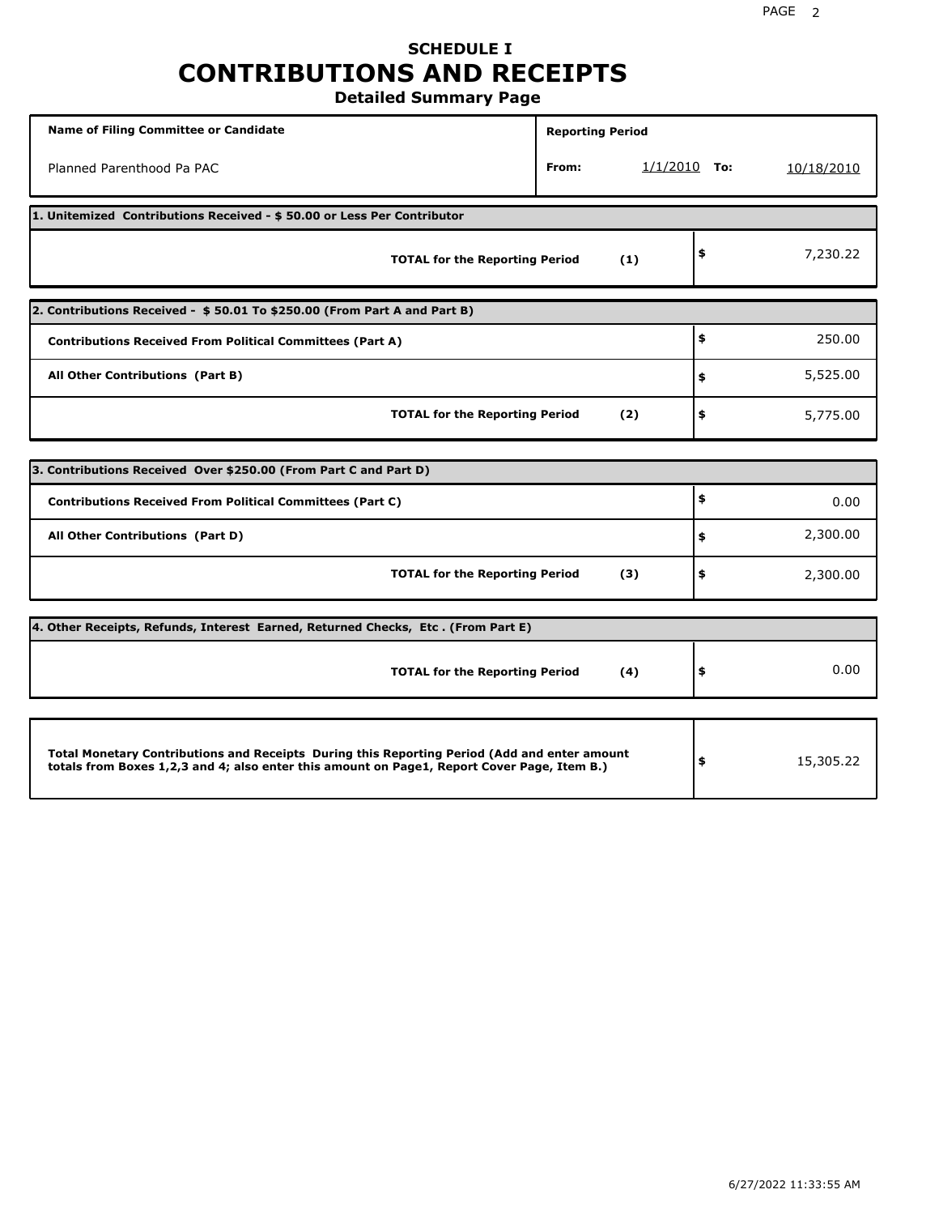# SCHEDULE I
# CONTRIBUTIONS AND RECEIPTS
## Detailed Summary Page

| Name of Filing Committee or Candidate | Reporting Period | | | |
|---|---|---|---|---|
| Planned Parenthood Pa PAC | From: | 1/1/2010 | To: | 10/18/2010 |

| 1. Unitemized Contributions Received - $ 50.00 or Less Per Contributor | | |
|---|---|---|
| **TOTAL for the Reporting Period** | **(1)** | $ 7,230.22 |

| 2. Contributions Received - $ 50.01 To $250.00 (From Part A and Part B) | | |
|---|---|---|
| **Contributions Received From Political Committees (Part A)** | | $ 250.00 |
| **All Other Contributions (Part B)** | | $ 5,525.00 |
| **TOTAL for the Reporting Period** | **(2)** | $ 5,775.00 |

| 3. Contributions Received Over $250.00 (From Part C and Part D) | | |
|---|---|---|
| **Contributions Received From Political Committees (Part C)** | | $ 0.00 |
| **All Other Contributions (Part D)** | | $ 2,300.00 |
| **TOTAL for the Reporting Period** | **(3)** | $ 2,300.00 |

| 4. Other Receipts, Refunds, Interest Earned, Returned Checks, Etc . (From Part E) | | |
|---|---|---|
| **TOTAL for the Reporting Period** | **(4)** | $ 0.00 |

| | |
|---|---|
| **Total Monetary Contributions and Receipts During this Reporting Period (Add and enter amount totals from Boxes 1,2,3 and 4; also enter this amount on Page1, Report Cover Page, Item B.)** | $ 15,305.22 |

6/27/2022 11:33:55 AM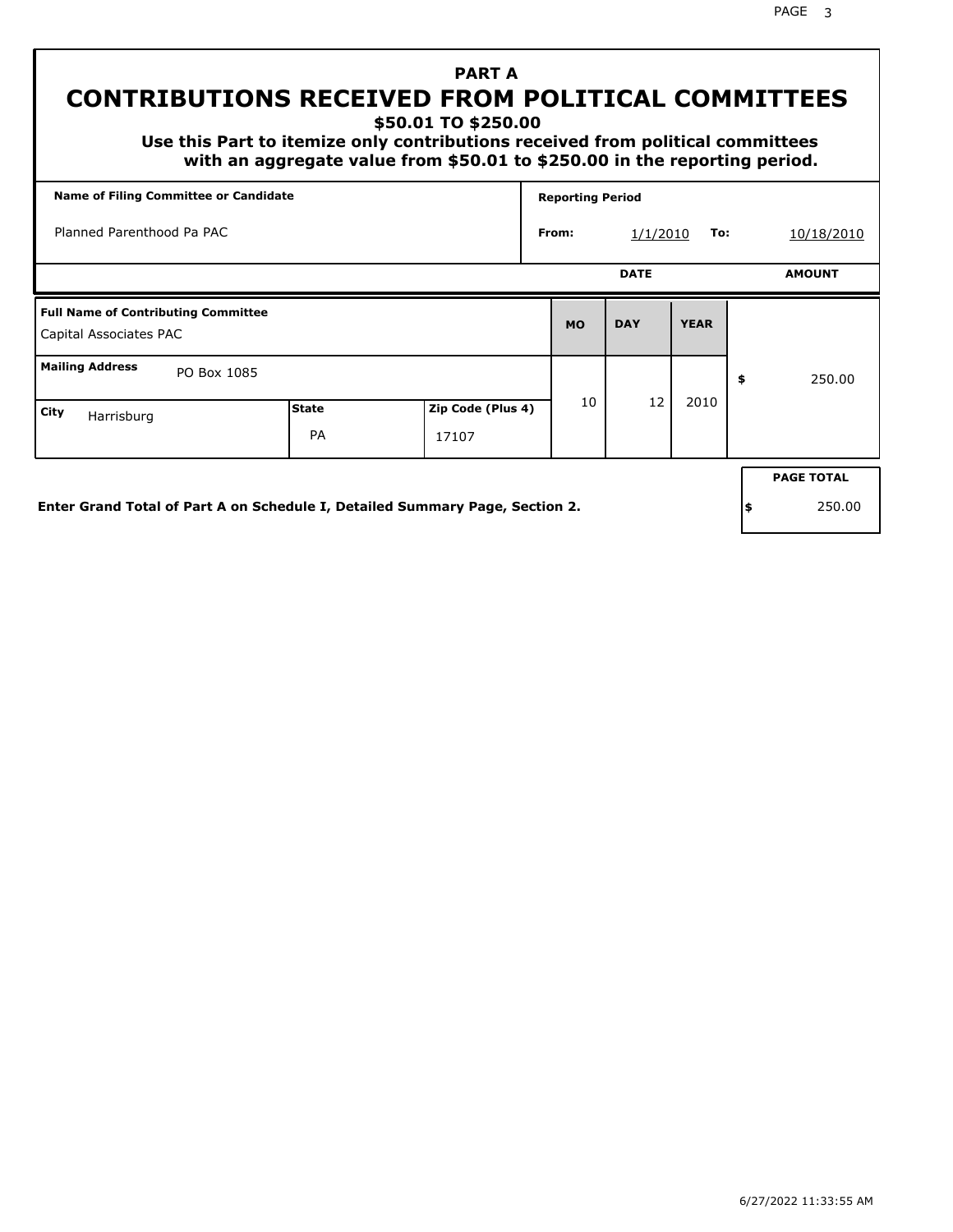# PART A

## CONTRIBUTIONS RECEIVED FROM POLITICAL COMMITTEES

### $50.01 TO $250.00

**Use this Part to itemize only contributions received from political committees with an aggregate value from $50.01 to $250.00 in the reporting period.**

| Name of Filing Committee or Candidate | Reporting Period | | | |
|---|---|---|---|---|
| Planned Parenthood Pa PAC | From: | 1/1/2010 | To: | 10/18/2010 |

| Full Name of Contributing Committee | | | DATE MO | DATE DAY | DATE YEAR | AMOUNT |
|---|---|---|---|---|---|---|
| Capital Associates PAC | | | 10 | 12 | 2010 | $ 250.00 |
| **Mailing Address** PO Box 1085 | | | | | | |
| **City** Harrisburg | **State** PA | **Zip Code (Plus 4)** 17107 | | | | |

**Enter Grand Total of Part A on Schedule I, Detailed Summary Page, Section 2.**

| PAGE TOTAL |
|---|
| $ 250.00 |

6/27/2022 11:33:55 AM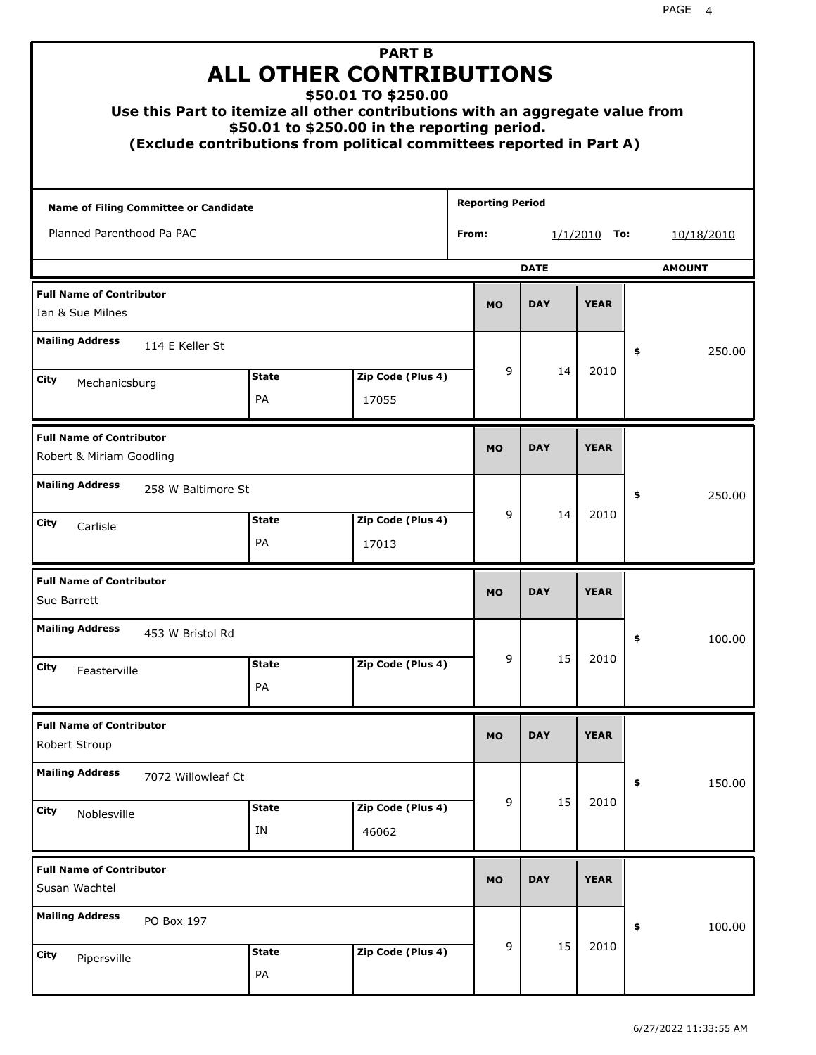# PART B
# ALL OTHER CONTRIBUTIONS
## $50.01 TO $250.00

**Use this Part to itemize all other contributions with an aggregate value from $50.01 to $250.00 in the reporting period.**
**(Exclude contributions from political committees reported in Part A)**

| Name of Filing Committee or Candidate | Reporting Period |
|---|---|
| Planned Parenthood Pa PAC | From: 1/1/2010 To: 10/18/2010 |

| Full Name of Contributor | Mailing Address | City | State | Zip Code (Plus 4) | MO | DAY | YEAR | AMOUNT |
|---|---|---|---|---|---|---|---|---|
| Ian & Sue Milnes | 114 E Keller St | Mechanicsburg | PA | 17055 | 9 | 14 | 2010 | $ 250.00 |
| Robert & Miriam Goodling | 258 W Baltimore St | Carlisle | PA | 17013 | 9 | 14 | 2010 | $ 250.00 |
| Sue Barrett | 453 W Bristol Rd | Feasterville | PA | | 9 | 15 | 2010 | $ 100.00 |
| Robert Stroup | 7072 Willowleaf Ct | Noblesville | IN | 46062 | 9 | 15 | 2010 | $ 150.00 |
| Susan Wachtel | PO Box 197 | Pipersville | PA | | 9 | 15 | 2010 | $ 100.00 |

6/27/2022 11:33:55 AM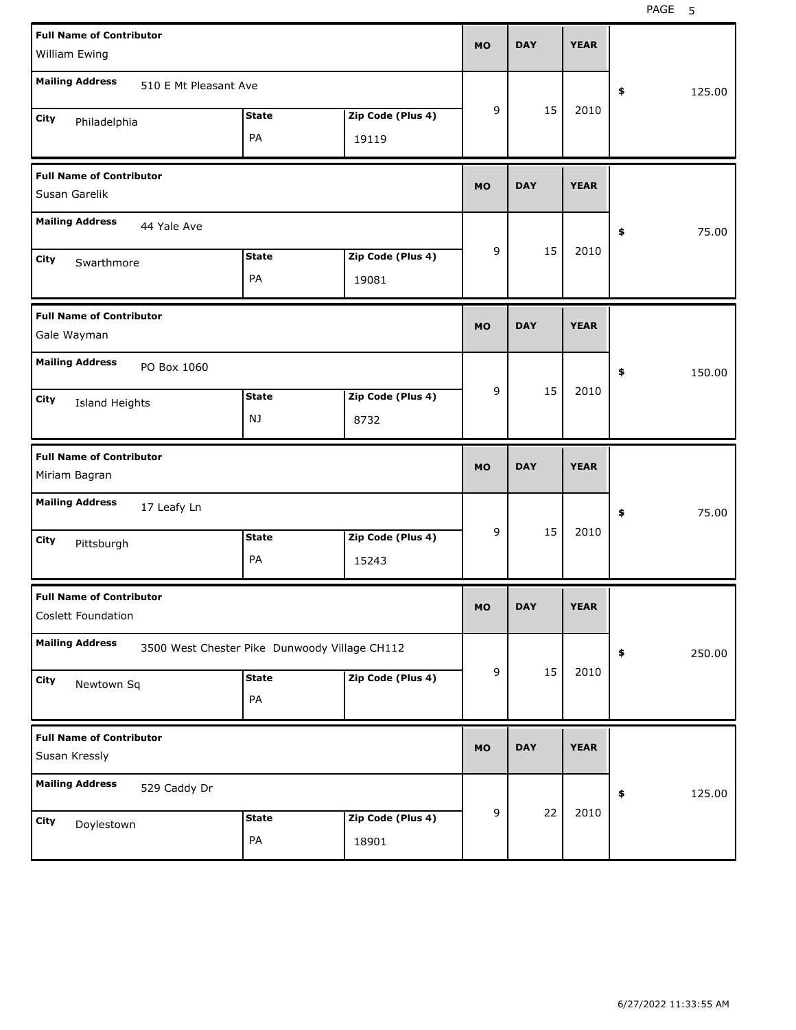| Full Name of Contributor | Mailing Address | City | State | Zip Code (Plus 4) | MO | DAY | YEAR | $ |
|---|---|---|---|---|---|---|---|---|
| William Ewing | 510 E Mt Pleasant Ave | Philadelphia | PA | 19119 | 9 | 15 | 2010 | 125.00 |
| Susan Garelik | 44 Yale Ave | Swarthmore | PA | 19081 | 9 | 15 | 2010 | 75.00 |
| Gale Wayman | PO Box 1060 | Island Heights | NJ | 8732 | 9 | 15 | 2010 | 150.00 |
| Miriam Bagran | 17 Leafy Ln | Pittsburgh | PA | 15243 | 9 | 15 | 2010 | 75.00 |
| Coslett Foundation | 3500 West Chester Pike Dunwoody Village CH112 | Newtown Sq | PA | | 9 | 15 | 2010 | 250.00 |
| Susan Kressly | 529 Caddy Dr | Doylestown | PA | 18901 | 9 | 22 | 2010 | 125.00 |

6/27/2022 11:33:55 AM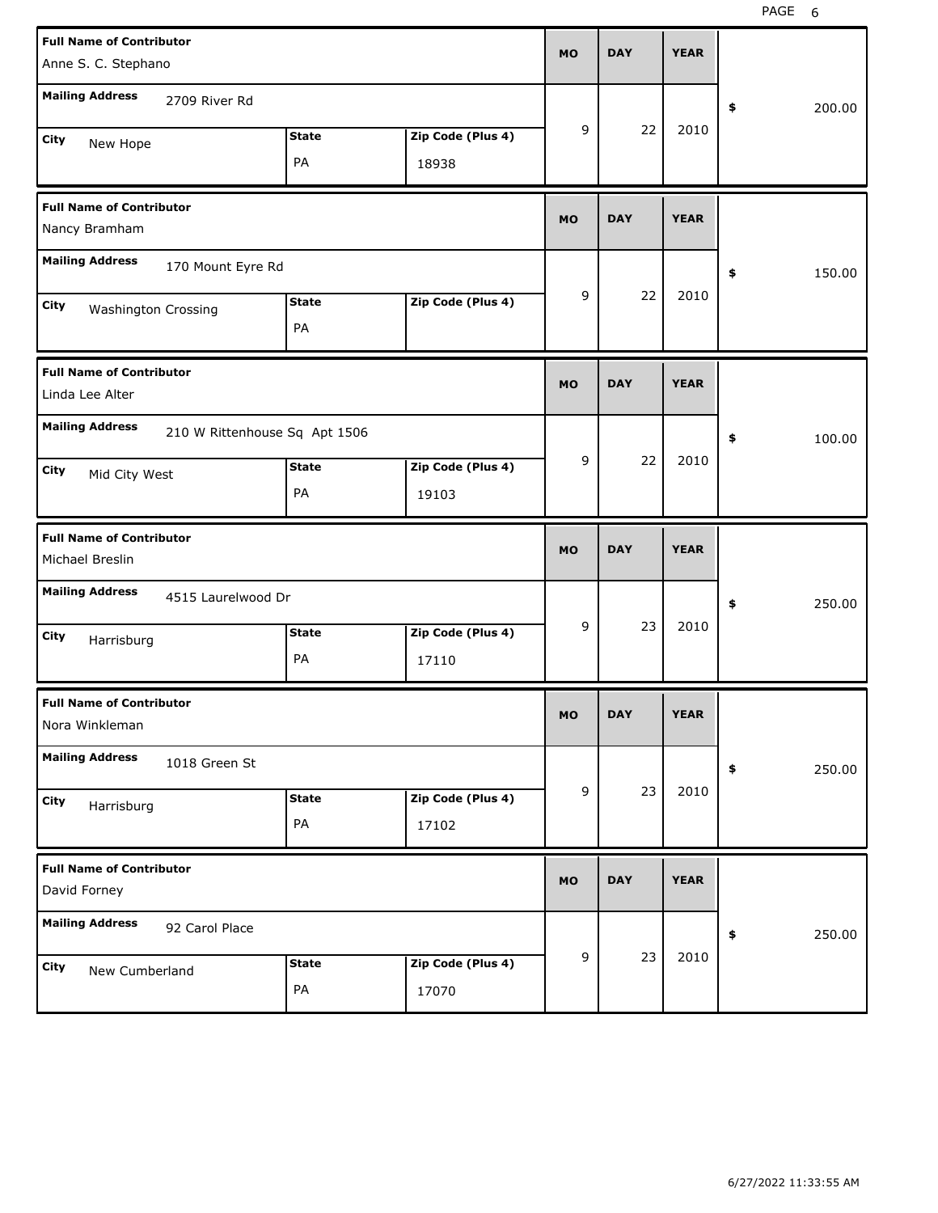| Full Name of Contributor | Mailing Address | City | State | Zip Code (Plus 4) | MO | DAY | YEAR | $ |
|---|---|---|---|---|---|---|---|---|
| Anne S. C. Stephano | 2709 River Rd | New Hope | PA | 18938 | 9 | 22 | 2010 | 200.00 |
| Nancy Bramham | 170 Mount Eyre Rd | Washington Crossing | PA | | 9 | 22 | 2010 | 150.00 |
| Linda Lee Alter | 210 W Rittenhouse Sq Apt 1506 | Mid City West | PA | 19103 | 9 | 22 | 2010 | 100.00 |
| Michael Breslin | 4515 Laurelwood Dr | Harrisburg | PA | 17110 | 9 | 23 | 2010 | 250.00 |
| Nora Winkleman | 1018 Green St | Harrisburg | PA | 17102 | 9 | 23 | 2010 | 250.00 |
| David Forney | 92 Carol Place | New Cumberland | PA | 17070 | 9 | 23 | 2010 | 250.00 |

6/27/2022 11:33:55 AM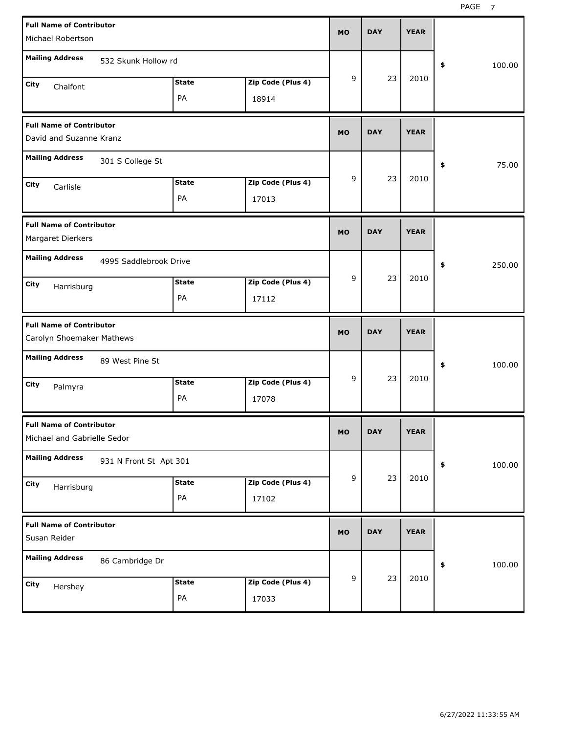| Full Name of Contributor | Mailing Address | City | State | Zip Code (Plus 4) | MO | DAY | YEAR | $ |
|---|---|---|---|---|---|---|---|---|
| Michael Robertson | 532 Skunk Hollow rd | Chalfont | PA | 18914 | 9 | 23 | 2010 | 100.00 |
| David and Suzanne Kranz | 301 S College St | Carlisle | PA | 17013 | 9 | 23 | 2010 | 75.00 |
| Margaret Dierkers | 4995 Saddlebrook Drive | Harrisburg | PA | 17112 | 9 | 23 | 2010 | 250.00 |
| Carolyn Shoemaker Mathews | 89 West Pine St | Palmyra | PA | 17078 | 9 | 23 | 2010 | 100.00 |
| Michael and Gabrielle Sedor | 931 N Front St Apt 301 | Harrisburg | PA | 17102 | 9 | 23 | 2010 | 100.00 |
| Susan Reider | 86 Cambridge Dr | Hershey | PA | 17033 | 9 | 23 | 2010 | 100.00 |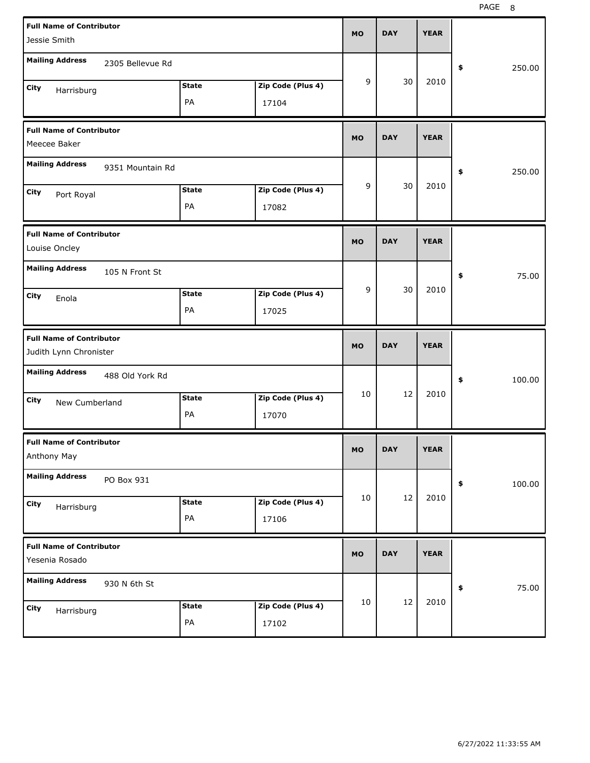| Full Name of Contributor | Mailing Address | City | State | Zip Code (Plus 4) | MO | DAY | YEAR | $ |
|---|---|---|---|---|---|---|---|---|
| Jessie Smith | 2305 Bellevue Rd | Harrisburg | PA | 17104 | 9 | 30 | 2010 | 250.00 |
| Meecee Baker | 9351 Mountain Rd | Port Royal | PA | 17082 | 9 | 30 | 2010 | 250.00 |
| Louise Oncley | 105 N Front St | Enola | PA | 17025 | 9 | 30 | 2010 | 75.00 |
| Judith Lynn Chronister | 488 Old York Rd | New Cumberland | PA | 17070 | 10 | 12 | 2010 | 100.00 |
| Anthony May | PO Box 931 | Harrisburg | PA | 17106 | 10 | 12 | 2010 | 100.00 |
| Yesenia Rosado | 930 N 6th St | Harrisburg | PA | 17102 | 10 | 12 | 2010 | 75.00 |

6/27/2022 11:33:55 AM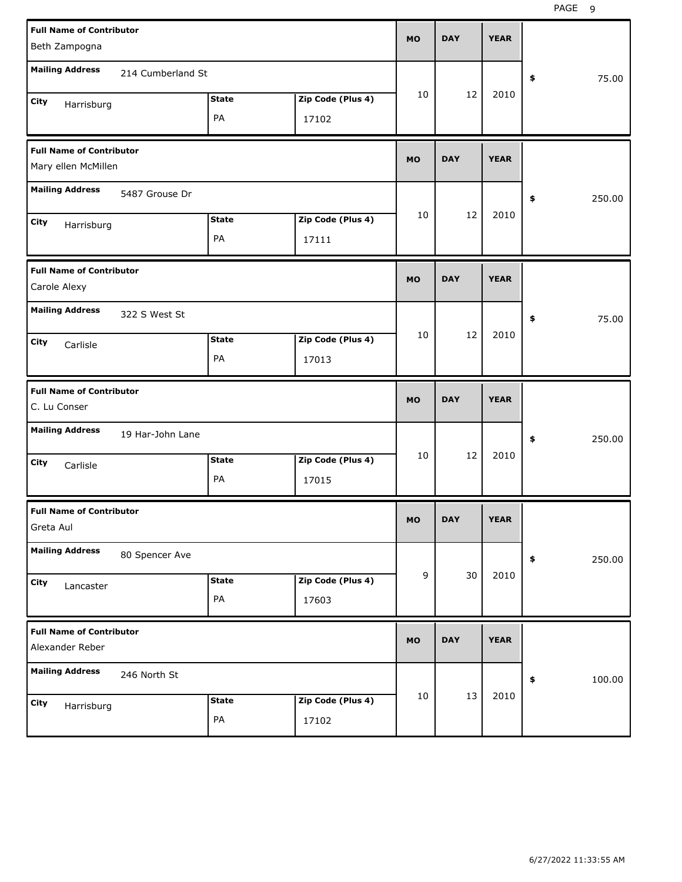| Full Name of Contributor | Mailing Address | City | State | Zip Code (Plus 4) | MO | DAY | YEAR | $ |
|---|---|---|---|---|---|---|---|---|
| Beth Zampogna | 214 Cumberland St | Harrisburg | PA | 17102 | 10 | 12 | 2010 | 75.00 |
| Mary ellen McMillen | 5487 Grouse Dr | Harrisburg | PA | 17111 | 10 | 12 | 2010 | 250.00 |
| Carole Alexy | 322 S West St | Carlisle | PA | 17013 | 10 | 12 | 2010 | 75.00 |
| C. Lu Conser | 19 Har-John Lane | Carlisle | PA | 17015 | 10 | 12 | 2010 | 250.00 |
| Greta Aul | 80 Spencer Ave | Lancaster | PA | 17603 | 9 | 30 | 2010 | 250.00 |
| Alexander Reber | 246 North St | Harrisburg | PA | 17102 | 10 | 13 | 2010 | 100.00 |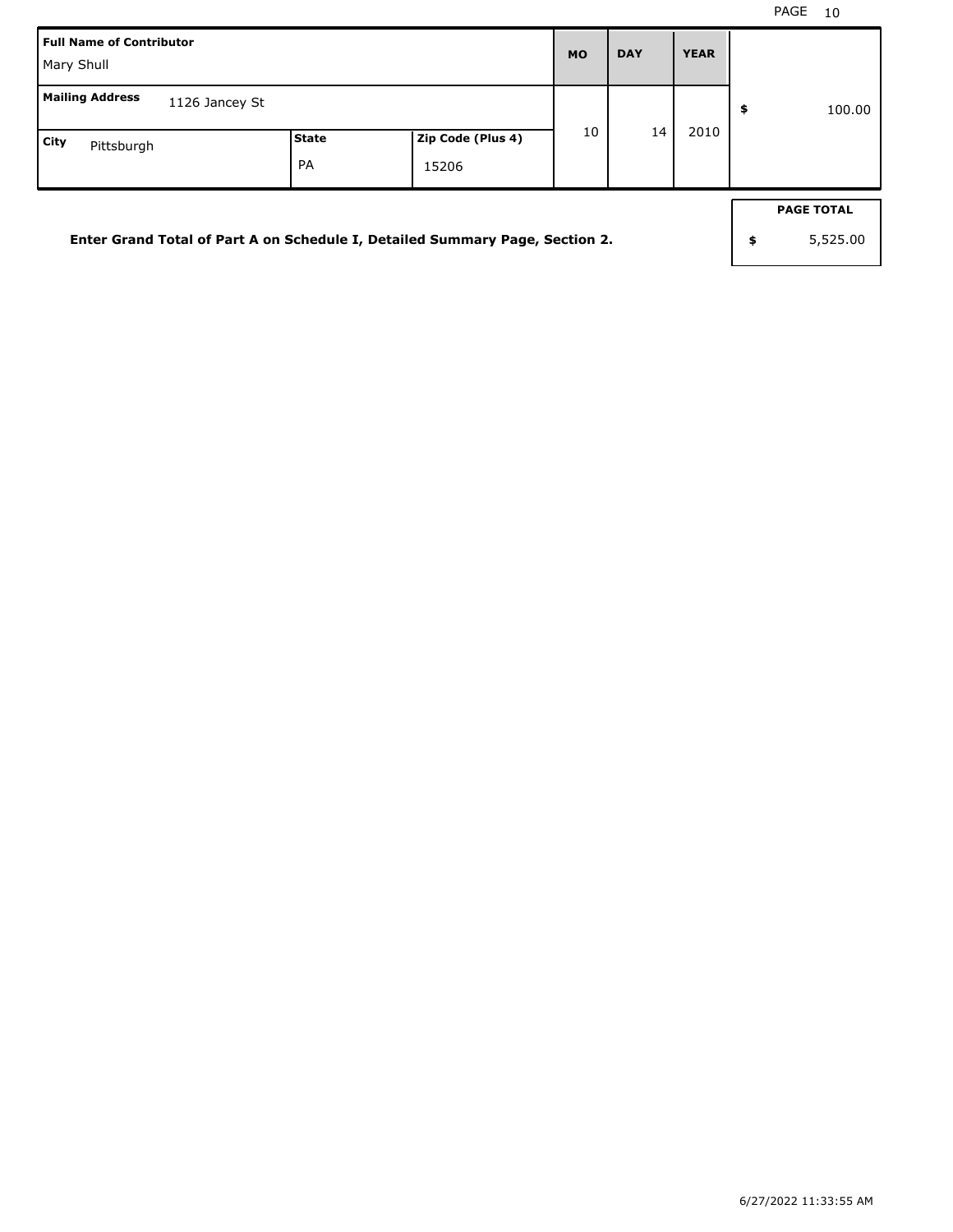| Full Name of Contributor | | | MO | DAY | YEAR | |
|---|---|---|---|---|---|---|
| Mary Shull | | | | | | |
| Mailing Address 1126 Jancey St | | | 10 | 14 | 2010 | $ 100.00 |
| City Pittsburgh | State PA | Zip Code (Plus 4) 15206 | | | | |

**Enter Grand Total of Part A on Schedule I, Detailed Summary Page, Section 2.**

| PAGE TOTAL |
|---|
| $ 5,525.00 |

6/27/2022 11:33:55 AM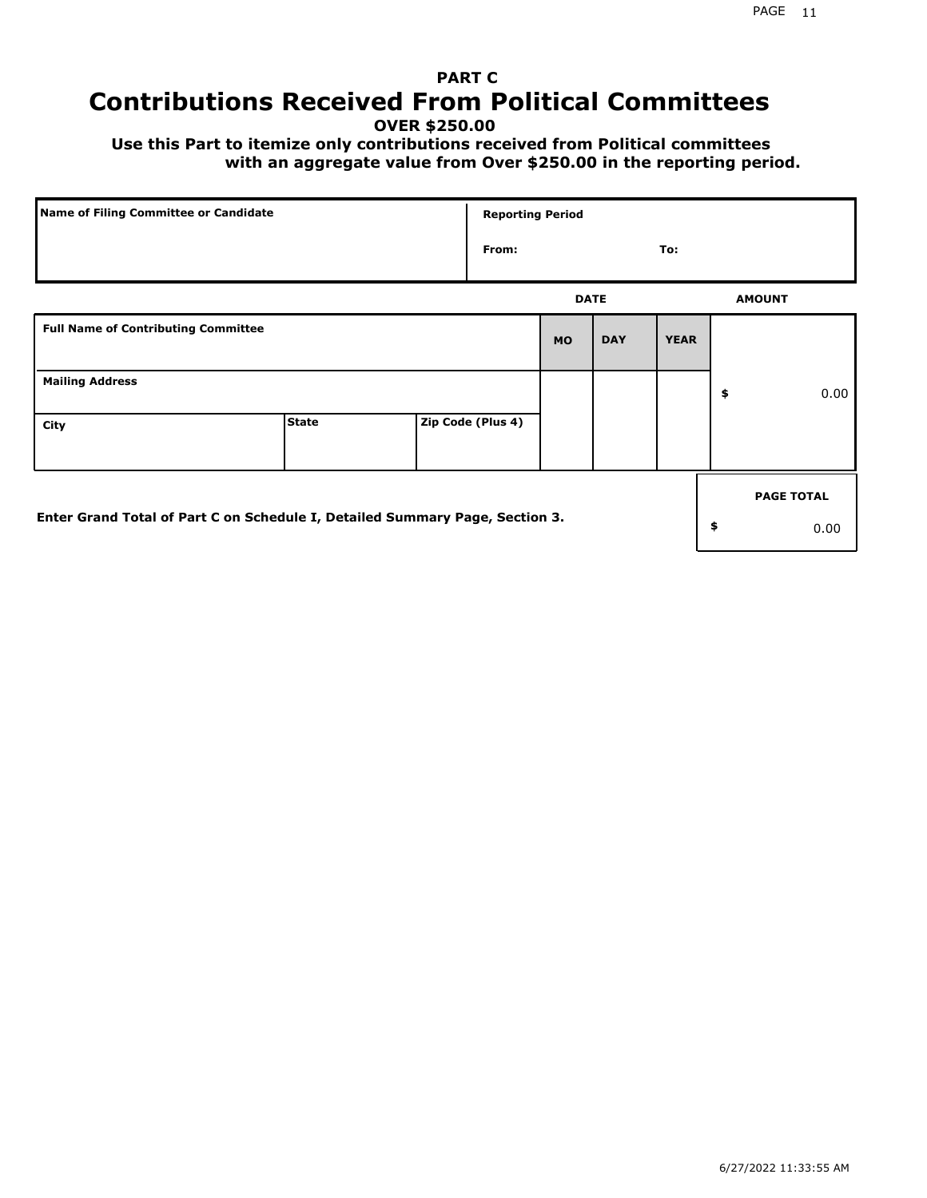## PART C

# Contributions Received From Political Committees

**OVER $250.00**

**Use this Part to itemize only contributions received from Political committees with an aggregate value from Over $250.00 in the reporting period.**

| Name of Filing Committee or Candidate | Reporting Period |
|---|---|
| | From: To: |

| Full Name of Contributing Committee | | | DATE MO | DATE DAY | DATE YEAR | AMOUNT |
|---|---|---|---|---|---|---|
| Mailing Address | | | | | | $ 0.00 |
| City | State | Zip Code (Plus 4) | | | | |

**Enter Grand Total of Part C on Schedule I, Detailed Summary Page, Section 3.**

| PAGE TOTAL |
|---|
| $ 0.00 |

6/27/2022 11:33:55 AM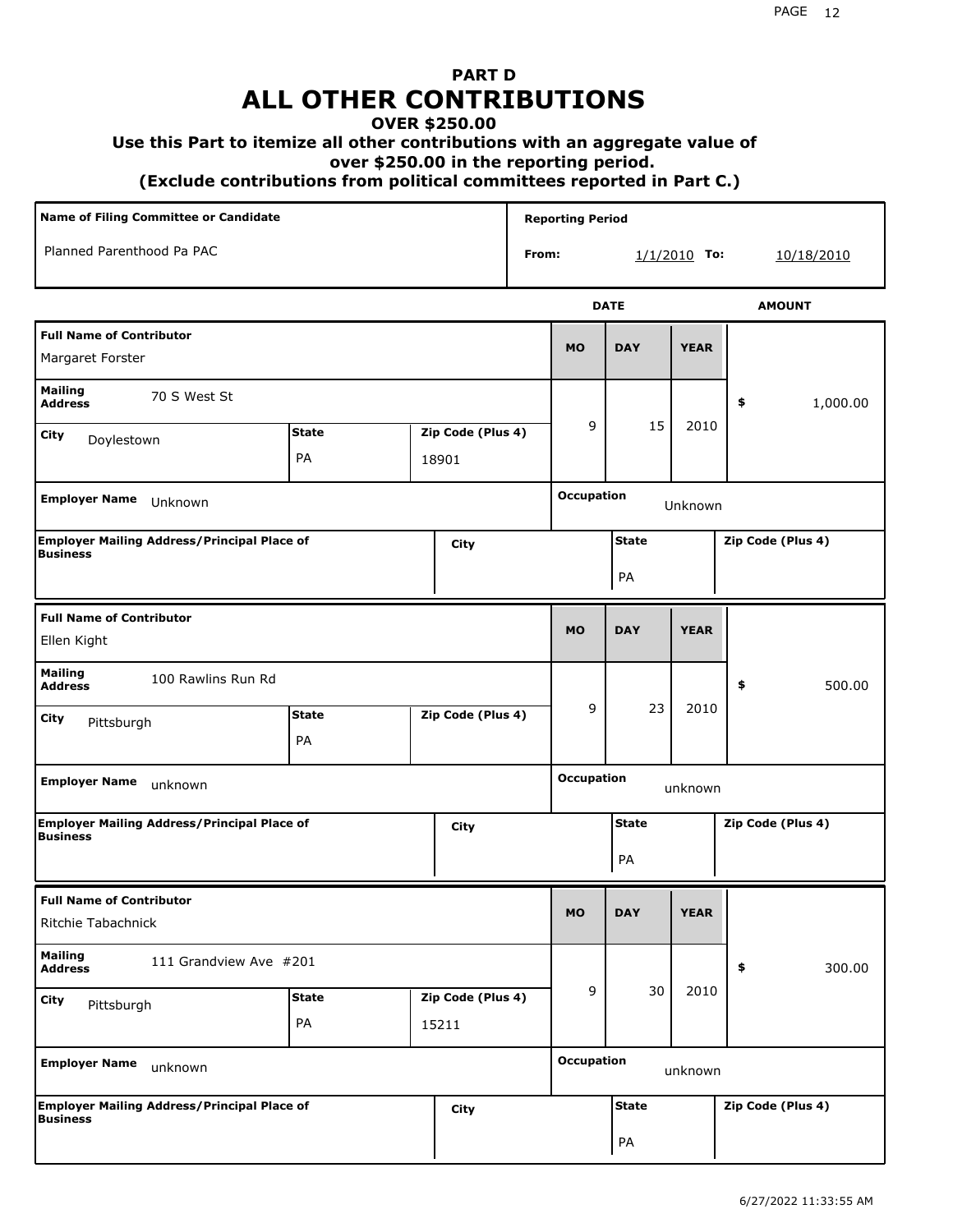# PART D
# ALL OTHER CONTRIBUTIONS
### OVER $250.00
### Use this Part to itemize all other contributions with an aggregate value of over $250.00 in the reporting period.
### (Exclude contributions from political committees reported in Part C.)

| Name of Filing Committee or Candidate | Reporting Period |
|---|---|
| Planned Parenthood Pa PAC | From: 1/1/2010 To: 10/18/2010 |

| Full Name of Contributor | Mailing Address | City | State | Zip Code (Plus 4) | MO | DAY | YEAR | AMOUNT | Employer Name | Occupation | Employer Mailing Address/Principal Place of Business | City | State | Zip Code (Plus 4) |
|---|---|---|---|---|---|---|---|---|---|---|---|---|---|---|
| Margaret Forster | 70 S West St | Doylestown | PA | 18901 | 9 | 15 | 2010 | $ 1,000.00 | Unknown | Unknown | | | PA | |
| Ellen Kight | 100 Rawlins Run Rd | Pittsburgh | PA | | 9 | 23 | 2010 | $ 500.00 | unknown | unknown | | | PA | |
| Ritchie Tabachnick | 111 Grandview Ave #201 | Pittsburgh | PA | 15211 | 9 | 30 | 2010 | $ 300.00 | unknown | unknown | | | PA | |

6/27/2022 11:33:55 AM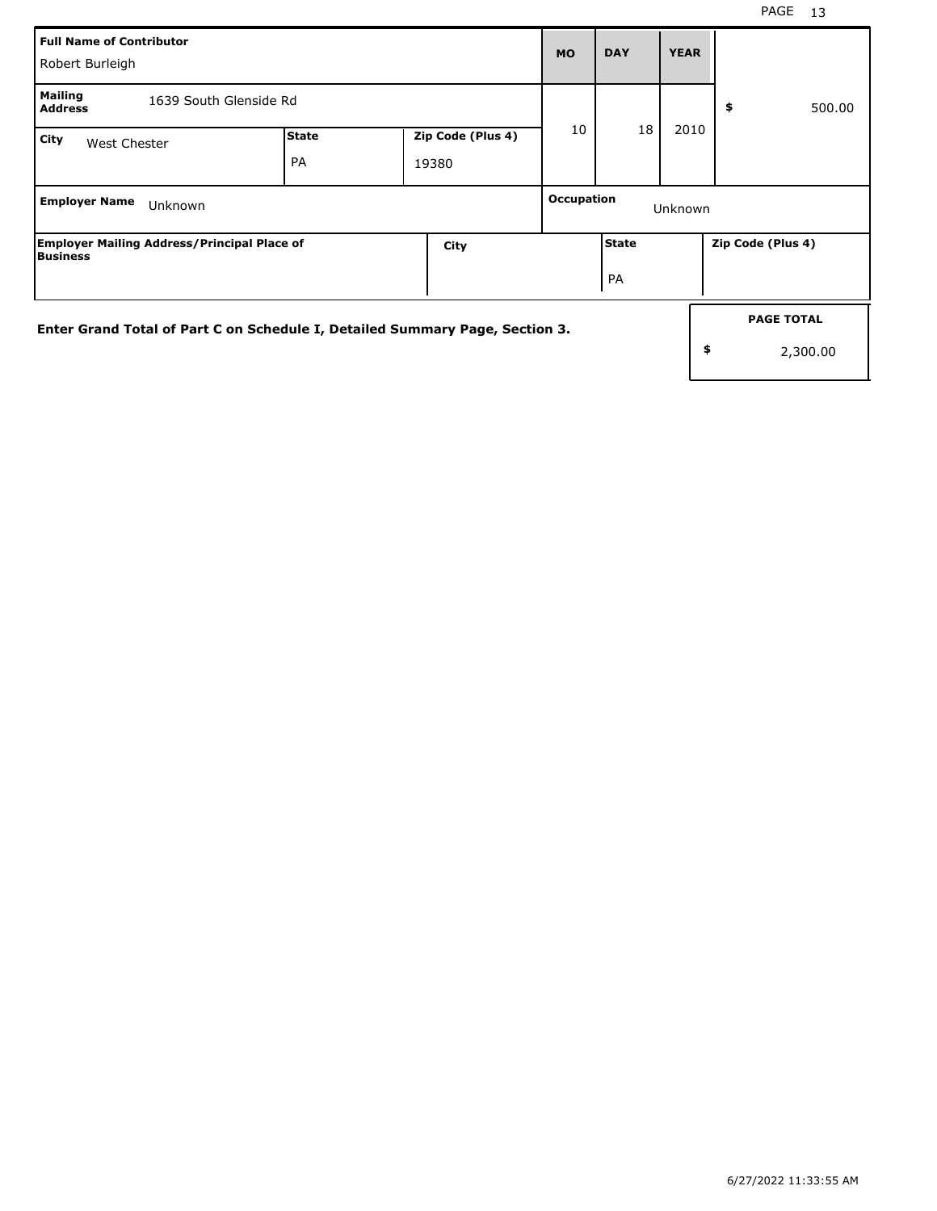| Full Name of Contributor | | | MO | DAY | YEAR | |
|---|---|---|---|---|---|---|
| Robert Burleigh | | | 10 | 18 | 2010 | $ 500.00 |
| **Mailing Address** 1639 South Glenside Rd | | | | | | |
| **City** West Chester | **State** PA | **Zip Code (Plus 4)** 19380 | | | | |
| **Employer Name** Unknown | | | **Occupation** Unknown | | | |

| Employer Mailing Address/Principal Place of Business | City | State | Zip Code (Plus 4) |
|---|---|---|---|
| | | PA | |

**Enter Grand Total of Part C on Schedule I, Detailed Summary Page, Section 3.**

| PAGE TOTAL |
|---|
| $ 2,300.00 |

6/27/2022 11:33:55 AM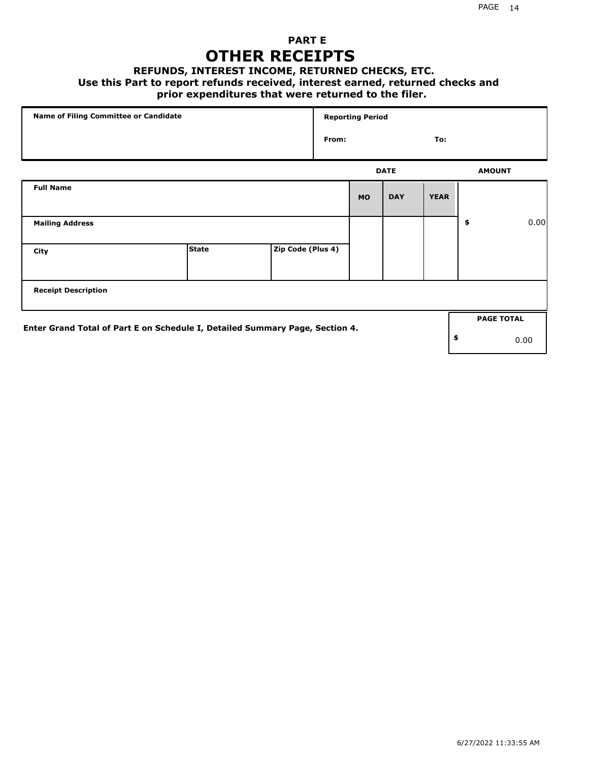# PART E
# OTHER RECEIPTS

### REFUNDS, INTEREST INCOME, RETURNED CHECKS, ETC.

**Use this Part to report refunds received, interest earned, returned checks and prior expenditures that were returned to the filer.**

| Name of Filing Committee or Candidate | Reporting Period |
|---|---|
| | From: To: |

| Full Name | | | DATE MO | DAY | YEAR | AMOUNT |
|---|---|---|---|---|---|---|
| Mailing Address | | | | | | $ 0.00 |
| City | State | Zip Code (Plus 4) | | | | |
| Receipt Description | | | | | | |

**Enter Grand Total of Part E on Schedule I, Detailed Summary Page, Section 4.**

| PAGE TOTAL |
|---|
| $ 0.00 |

6/27/2022 11:33:55 AM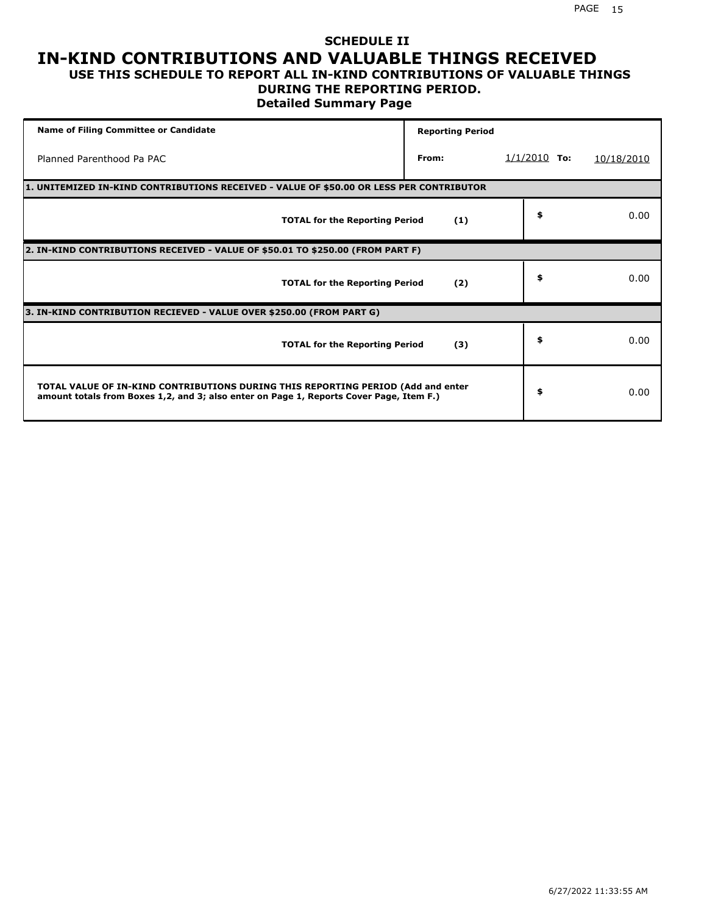# SCHEDULE II

# IN-KIND CONTRIBUTIONS AND VALUABLE THINGS RECEIVED

### USE THIS SCHEDULE TO REPORT ALL IN-KIND CONTRIBUTIONS OF VALUABLE THINGS DURING THE REPORTING PERIOD.

### Detailed Summary Page

| Name of Filing Committee or Candidate | Reporting Period | | | |
|---|---|---|---|---|
| Planned Parenthood Pa PAC | From: | 1/1/2010 | To: | 10/18/2010 |

| 1. UNITEMIZED IN-KIND CONTRIBUTIONS RECEIVED - VALUE OF $50.00 OR LESS PER CONTRIBUTOR | | |
|---|---|---|
| **TOTAL for the Reporting Period** | **(1)** | $ 0.00 |
| **2. IN-KIND CONTRIBUTIONS RECEIVED - VALUE OF $50.01 TO $250.00 (FROM PART F)** | | |
| **TOTAL for the Reporting Period** | **(2)** | $ 0.00 |
| **3. IN-KIND CONTRIBUTION RECIEVED - VALUE OVER $250.00 (FROM PART G)** | | |
| **TOTAL for the Reporting Period** | **(3)** | $ 0.00 |
| **TOTAL VALUE OF IN-KIND CONTRIBUTIONS DURING THIS REPORTING PERIOD (Add and enter amount totals from Boxes 1,2, and 3; also enter on Page 1, Reports Cover Page, Item F.)** | | $ 0.00 |

6/27/2022 11:33:55 AM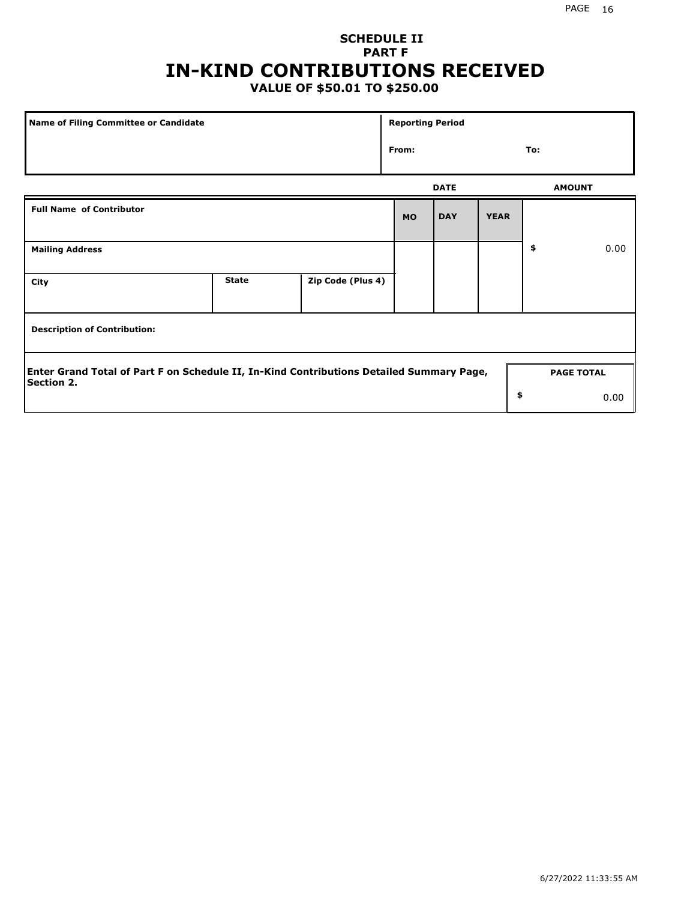# SCHEDULE II
## PART F
# IN-KIND CONTRIBUTIONS RECEIVED
### VALUE OF $50.01 TO $250.00

| Name of Filing Committee or Candidate | Reporting Period |
|---|---|
| | From: To: |

| Full Name of Contributor | | | DATE | | | AMOUNT |
|---|---|---|---|---|---|---|
| | | | MO | DAY | YEAR | |
| Mailing Address | | | | | | $ 0.00 |
| City | State | Zip Code (Plus 4) | | | | |
| Description of Contribution: | | | | | | |

**Enter Grand Total of Part F on Schedule II, In-Kind Contributions Detailed Summary Page, Section 2.**

| PAGE TOTAL |
|---|
| $ 0.00 |

6/27/2022 11:33:55 AM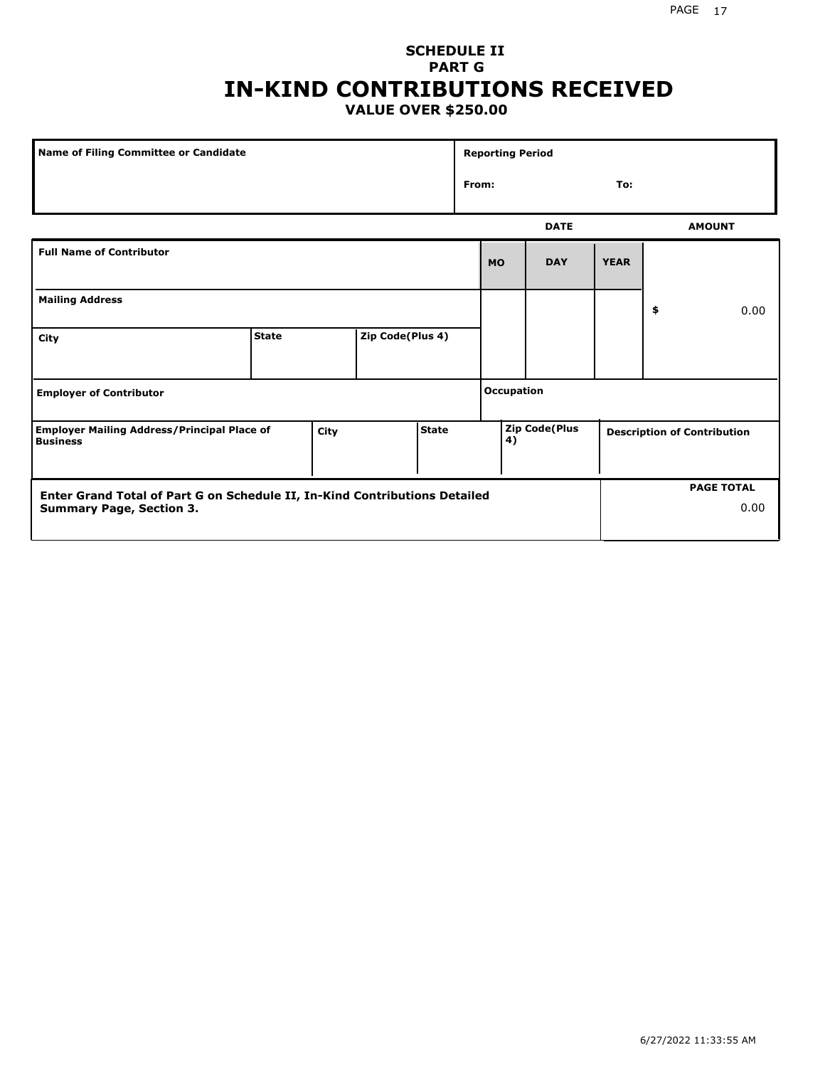## SCHEDULE II
## PART G
# IN-KIND CONTRIBUTIONS RECEIVED
### VALUE OVER $250.00

| Name of Filing Committee or Candidate | Reporting Period |
|---|---|
| | From: To: |

| Full Name of Contributor | | | DATE MO | DAY | YEAR | AMOUNT |
|---|---|---|---|---|---|---|
| Mailing Address | | | | | | $ 0.00 |
| City | State | Zip Code(Plus 4) | | | | |
| Employer of Contributor | | | Occupation | | | |

| Employer Mailing Address/Principal Place of Business | City | State | Zip Code(Plus 4) | Description of Contribution |
|---|---|---|---|---|
| | | | | |

| Enter Grand Total of Part G on Schedule II, In-Kind Contributions Detailed Summary Page, Section 3. | PAGE TOTAL |
|---|---|
| | 0.00 |

6/27/2022 11:33:55 AM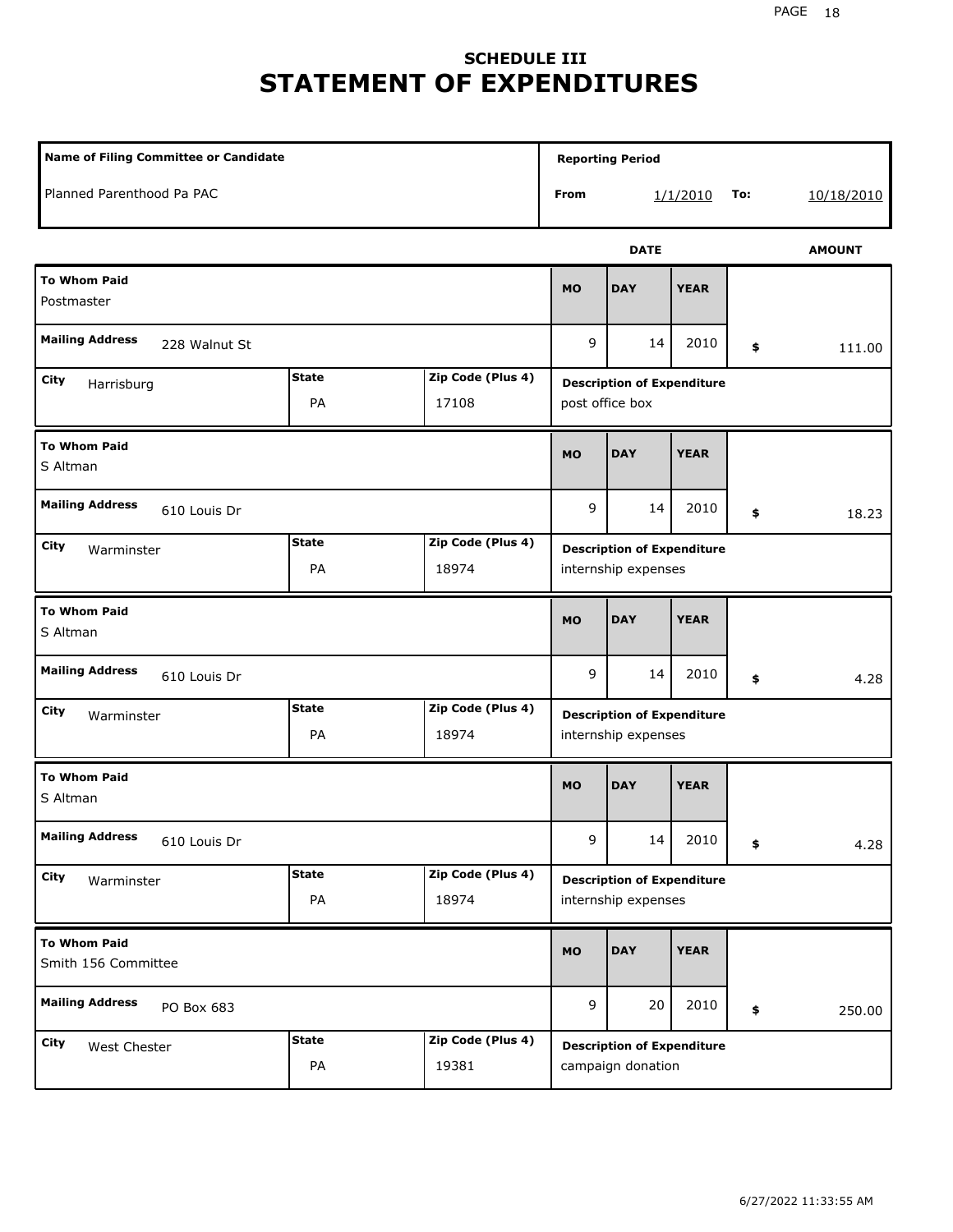## SCHEDULE III
# STATEMENT OF EXPENDITURES

| Name of Filing Committee or Candidate | Reporting Period |
| --- | --- |
| Planned Parenthood Pa PAC | From 1/1/2010 To: 10/18/2010 |

| To Whom Paid | Mailing Address | City | State | Zip Code (Plus 4) | MO | DAY | YEAR | AMOUNT | Description of Expenditure |
| --- | --- | --- | --- | --- | --- | --- | --- | --- | --- |
| Postmaster | 228 Walnut St | Harrisburg | PA | 17108 | 9 | 14 | 2010 | $ 111.00 | post office box |
| S Altman | 610 Louis Dr | Warminster | PA | 18974 | 9 | 14 | 2010 | $ 18.23 | internship expenses |
| S Altman | 610 Louis Dr | Warminster | PA | 18974 | 9 | 14 | 2010 | $ 4.28 | internship expenses |
| S Altman | 610 Louis Dr | Warminster | PA | 18974 | 9 | 14 | 2010 | $ 4.28 | internship expenses |
| Smith 156 Committee | PO Box 683 | West Chester | PA | 19381 | 9 | 20 | 2010 | $ 250.00 | campaign donation |

6/27/2022 11:33:55 AM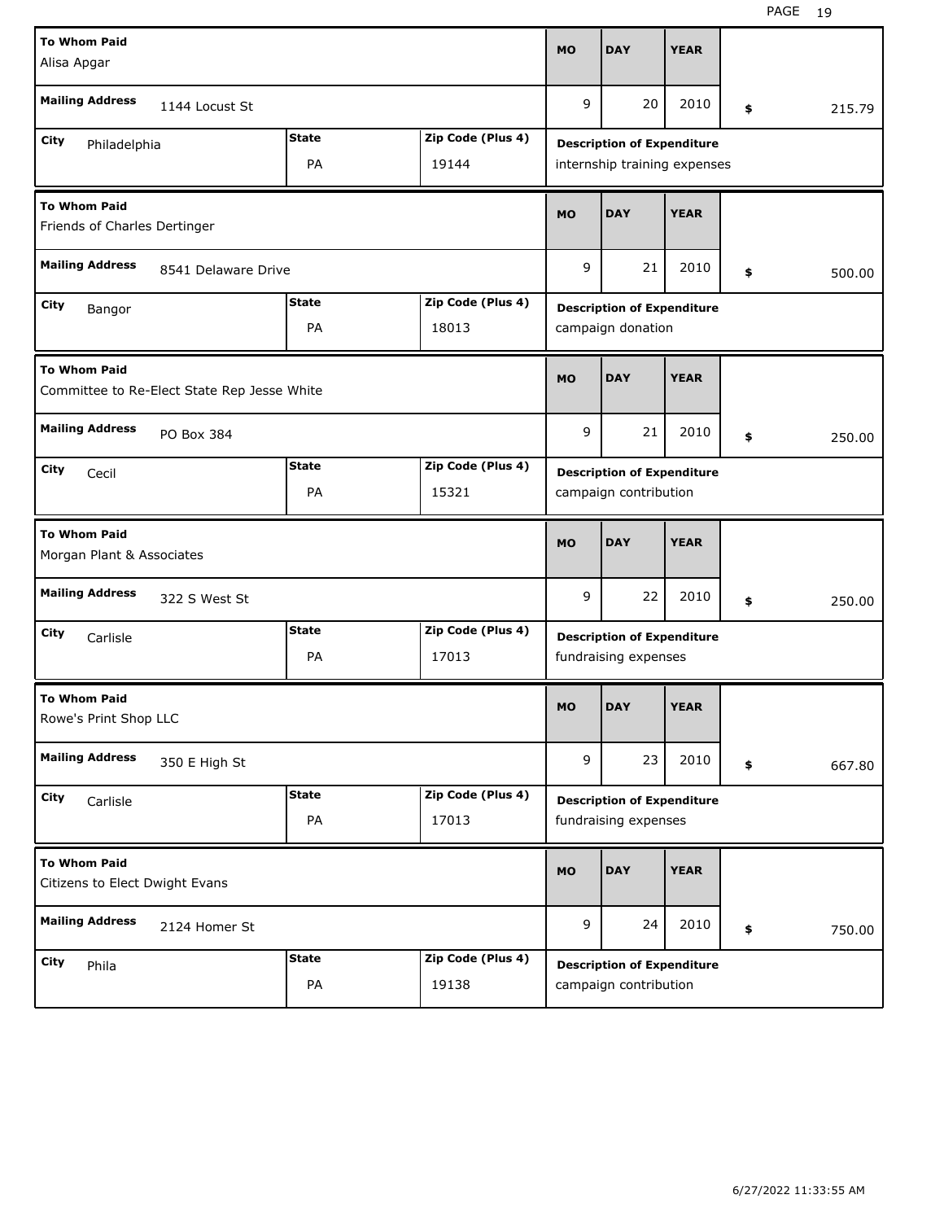| To Whom Paid | Mailing Address | City | State | Zip Code (Plus 4) | MO | DAY | YEAR | $ | Description of Expenditure |
|---|---|---|---|---|---|---|---|---|---|
| Alisa Apgar | 1144 Locust St | Philadelphia | PA | 19144 | 9 | 20 | 2010 | 215.79 | internship training expenses |
| Friends of Charles Dertinger | 8541 Delaware Drive | Bangor | PA | 18013 | 9 | 21 | 2010 | 500.00 | campaign donation |
| Committee to Re-Elect State Rep Jesse White | PO Box 384 | Cecil | PA | 15321 | 9 | 21 | 2010 | 250.00 | campaign contribution |
| Morgan Plant & Associates | 322 S West St | Carlisle | PA | 17013 | 9 | 22 | 2010 | 250.00 | fundraising expenses |
| Rowe's Print Shop LLC | 350 E High St | Carlisle | PA | 17013 | 9 | 23 | 2010 | 667.80 | fundraising expenses |
| Citizens to Elect Dwight Evans | 2124 Homer St | Phila | PA | 19138 | 9 | 24 | 2010 | 750.00 | campaign contribution |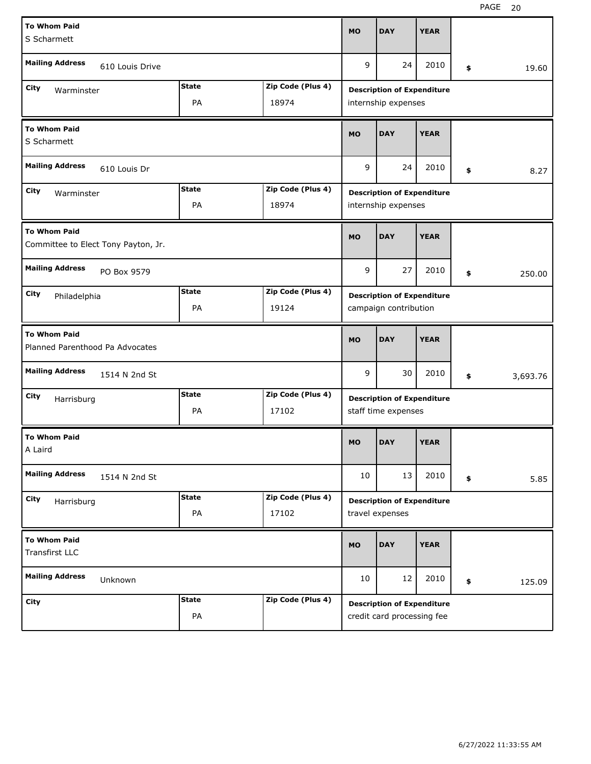| To Whom Paid | Mailing Address | City | State | Zip Code (Plus 4) | MO | DAY | YEAR | Amount | Description of Expenditure |
|---|---|---|---|---|---|---|---|---|---|
| S Scharmett | 610 Louis Drive | Warminster | PA | 18974 | 9 | 24 | 2010 | $ 19.60 | internship expenses |
| S Scharmett | 610 Louis Dr | Warminster | PA | 18974 | 9 | 24 | 2010 | $ 8.27 | internship expenses |
| Committee to Elect Tony Payton, Jr. | PO Box 9579 | Philadelphia | PA | 19124 | 9 | 27 | 2010 | $ 250.00 | campaign contribution |
| Planned Parenthood Pa Advocates | 1514 N 2nd St | Harrisburg | PA | 17102 | 9 | 30 | 2010 | $ 3,693.76 | staff time expenses |
| A Laird | 1514 N 2nd St | Harrisburg | PA | 17102 | 10 | 13 | 2010 | $ 5.85 | travel expenses |
| Transfirst LLC | Unknown | | PA | | 10 | 12 | 2010 | $ 125.09 | credit card processing fee |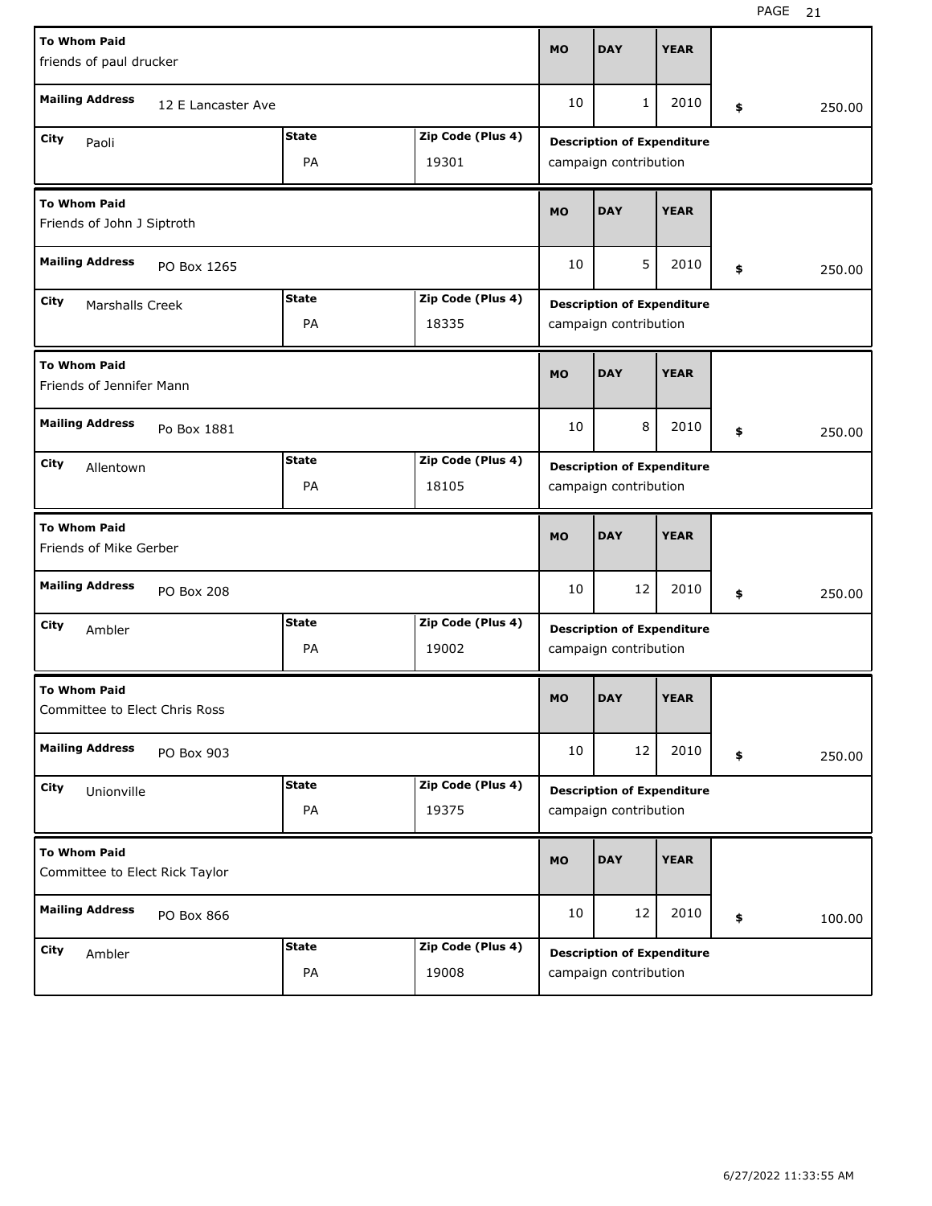| To Whom Paid | Mailing Address | City | State | Zip Code (Plus 4) | MO | DAY | YEAR | Amount | Description of Expenditure |
|---|---|---|---|---|---|---|---|---|---|
| friends of paul drucker | 12 E Lancaster Ave | Paoli | PA | 19301 | 10 | 1 | 2010 | $ 250.00 | campaign contribution |
| Friends of John J Siptroth | PO Box 1265 | Marshalls Creek | PA | 18335 | 10 | 5 | 2010 | $ 250.00 | campaign contribution |
| Friends of Jennifer Mann | Po Box 1881 | Allentown | PA | 18105 | 10 | 8 | 2010 | $ 250.00 | campaign contribution |
| Friends of Mike Gerber | PO Box 208 | Ambler | PA | 19002 | 10 | 12 | 2010 | $ 250.00 | campaign contribution |
| Committee to Elect Chris Ross | PO Box 903 | Unionville | PA | 19375 | 10 | 12 | 2010 | $ 250.00 | campaign contribution |
| Committee to Elect Rick Taylor | PO Box 866 | Ambler | PA | 19008 | 10 | 12 | 2010 | $ 100.00 | campaign contribution |

6/27/2022 11:33:55 AM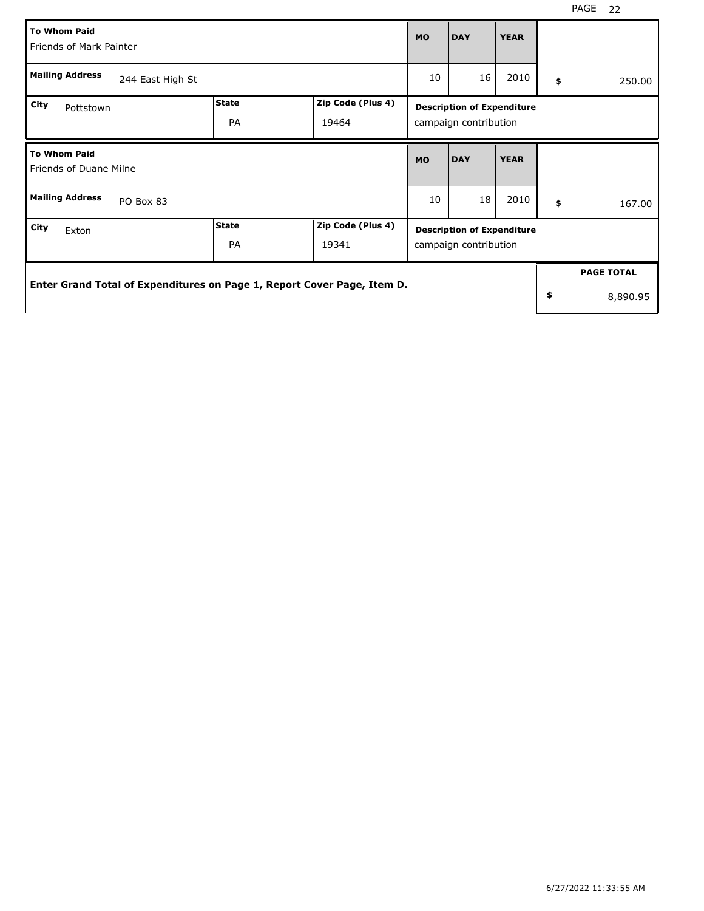| To Whom Paid | | | MO | DAY | YEAR | |
|---|---|---|---|---|---|---|
| Friends of Mark Painter | | | | | | |
| Mailing Address: 244 East High St | | | 10 | 16 | 2010 | $ 250.00 |
| City: Pottstown | State: PA | Zip Code (Plus 4): 19464 | Description of Expenditure: campaign contribution | | | |

| To Whom Paid | | | MO | DAY | YEAR | |
|---|---|---|---|---|---|---|
| Friends of Duane Milne | | | | | | |
| Mailing Address: PO Box 83 | | | 10 | 18 | 2010 | $ 167.00 |
| City: Exton | State: PA | Zip Code (Plus 4): 19341 | Description of Expenditure: campaign contribution | | | |

| Enter Grand Total of Expenditures on Page 1, Report Cover Page, Item D. | PAGE TOTAL |
|---|---|
| | $ 8,890.95 |

6/27/2022 11:33:55 AM